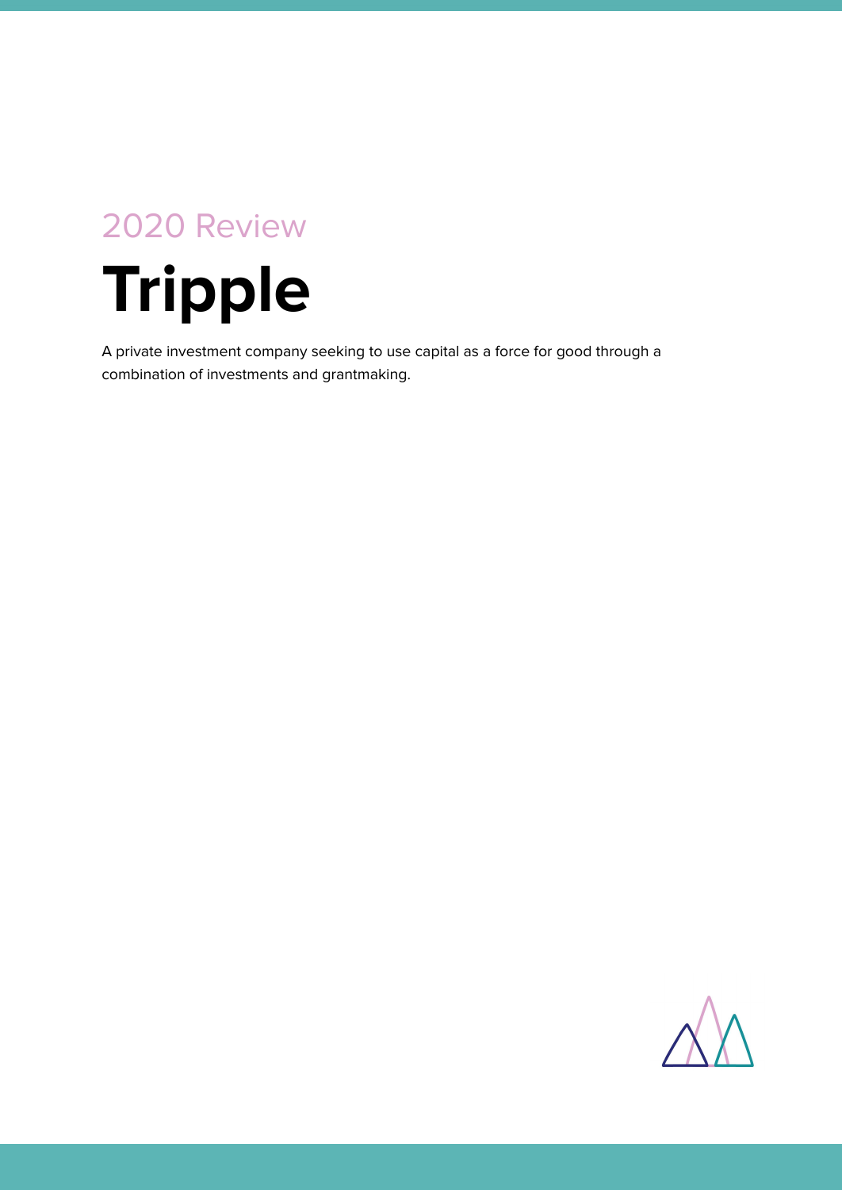2020 Review

# Tripple

A private investment company seeking to use capital as a force for good through a combination of investments and grantmaking.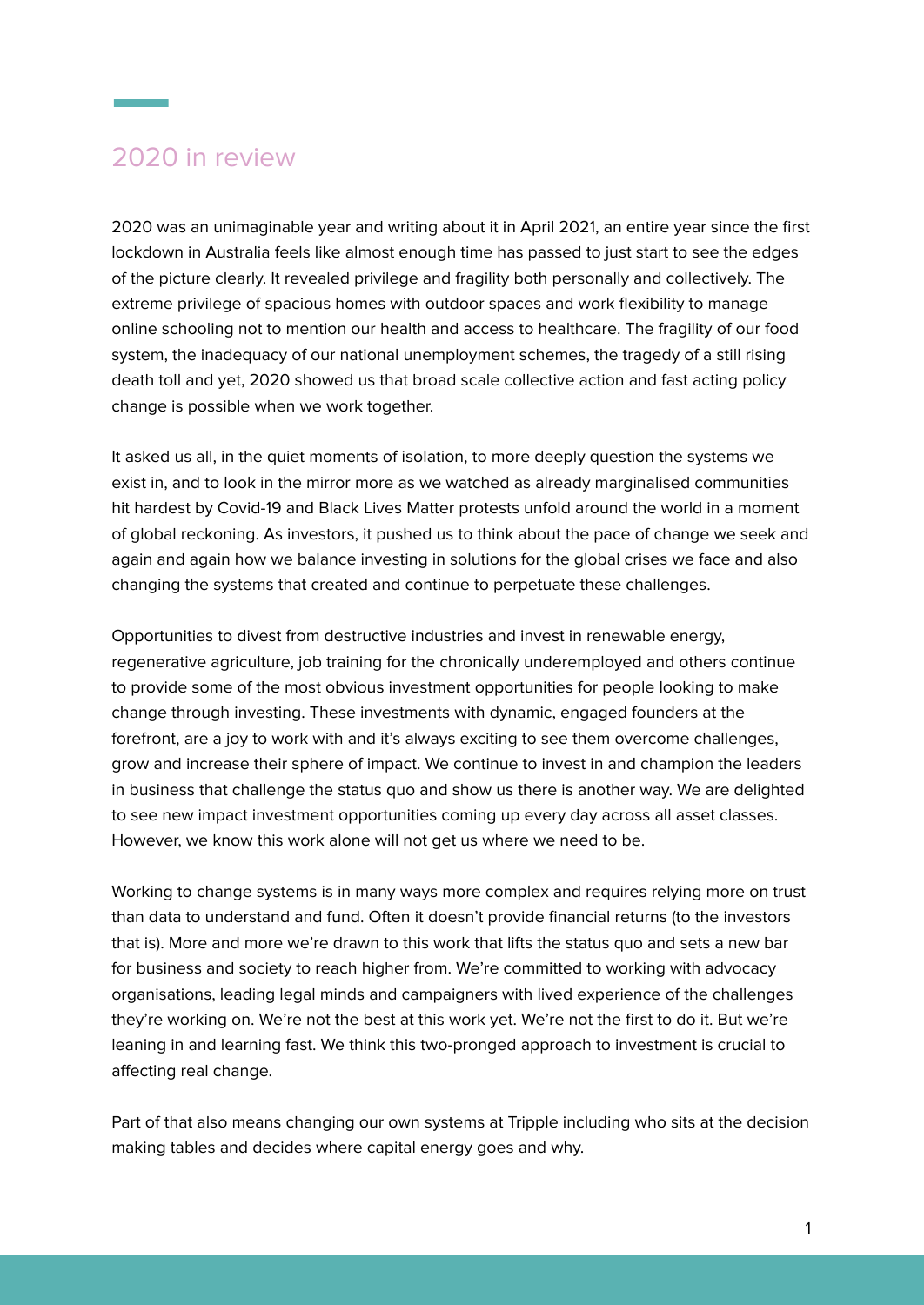## 2020 in review

2020 was an unimaginable year and writing about it in April 2021, an entire year since the first lockdown in Australia feels like almost enough time has passed to just start to see the edges of the picture clearly. It revealed privilege and fragility both personally and collectively. The extreme privilege of spacious homes with outdoor spaces and work flexibility to manage online schooling not to mention our health and access to healthcare. The fragility of our food system, the inadequacy of our national unemployment schemes, the tragedy of a still rising death toll and yet, 2020 showed us that broad scale collective action and fast acting policy change is possible when we work together.

It asked us all, in the quiet moments of isolation, to more deeply question the systems we exist in, and to look in the mirror more as we watched as already marginalised communities hit hardest by Covid-19 and Black Lives Matter protests unfold around the world in a moment of global reckoning. As investors, it pushed us to think about the pace of change we seek and again and again how we balance investing in solutions for the global crises we face and also changing the systems that created and continue to perpetuate these challenges.

Opportunities to divest from destructive industries and invest in renewable energy, regenerative agriculture, job training for the chronically underemployed and others continue to provide some of the most obvious investment opportunities for people looking to make change through investing. These investments with dynamic, engaged founders at the forefront, are a joy to work with and it's always exciting to see them overcome challenges, grow and increase their sphere of impact. We continue to invest in and champion the leaders in business that challenge the status quo and show us there is another way. We are delighted to see new impact investment opportunities coming up every day across all asset classes. However, we know this work alone will not get us where we need to be.

Working to change systems is in many ways more complex and requires relying more on trust than data to understand and fund. Often it doesn't provide financial returns (to the investors that is). More and more we're drawn to this work that lifts the status quo and sets a new bar for business and society to reach higher from. We're committed to working with advocacy organisations, leading legal minds and campaigners with lived experience of the challenges they're working on. We're not the best at this work yet. We're not the first to do it. But we're leaning in and learning fast. We think this two-pronged approach to investment is crucial to affecting real change.

Part of that also means changing our own systems at Tripple including who sits at the decision making tables and decides where capital energy goes and why.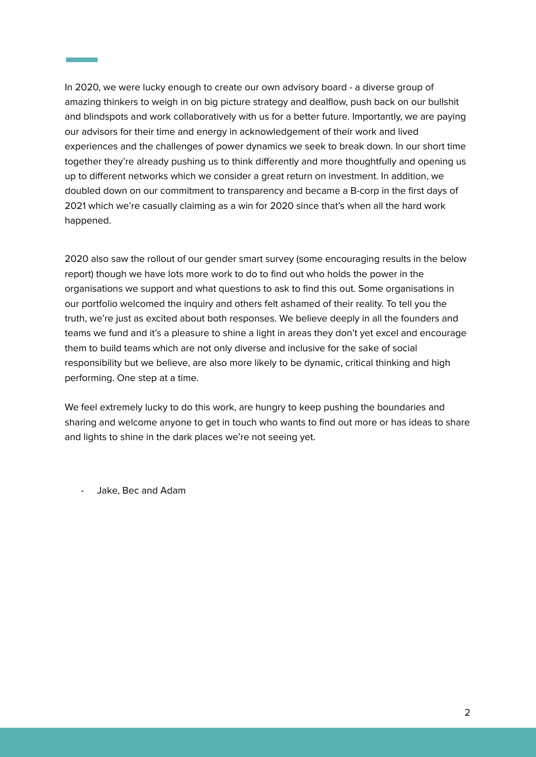In 2020, we were lucky enough to create our own advisory board - a diverse group of amazing thinkers to weigh in on big picture strategy and dealflow, push back on our bullshit and blindspots and work collaboratively with us for a better future. Importantly, we are paying our advisors for their time and energy in acknowledgement of their work and lived experiences and the challenges of power dynamics we seek to break down. In our short time together they're already pushing us to think differently and more thoughtfully and opening us up to different networks which we consider a great return on investment. In addition, we doubled down on our commitment to transparency and became a B-corp in the first days of 2021 which we're casually claiming as a win for 2020 since that's when all the hard work happened.

2020 also saw the rollout of our gender smart survey (some encouraging results in the below report) though we have lots more work to do to find out who holds the power in the organisations we support and what questions to ask to find this out. Some organisations in our portfolio welcomed the inquiry and others felt ashamed of their reality. To tell you the truth, we're just as excited about both responses. We believe deeply in all the founders and teams we fund and it's a pleasure to shine a light in areas they don't yet excel and encourage them to build teams which are not only diverse and inclusive for the sake of social responsibility but we believe, are also more likely to be dynamic, critical thinking and high performing. One step at a time.

We feel extremely lucky to do this work, are hungry to keep pushing the boundaries and sharing and welcome anyone to get in touch who wants to find out more or has ideas to share and lights to shine in the dark places we're not seeing yet.

- Jake, Bec and Adam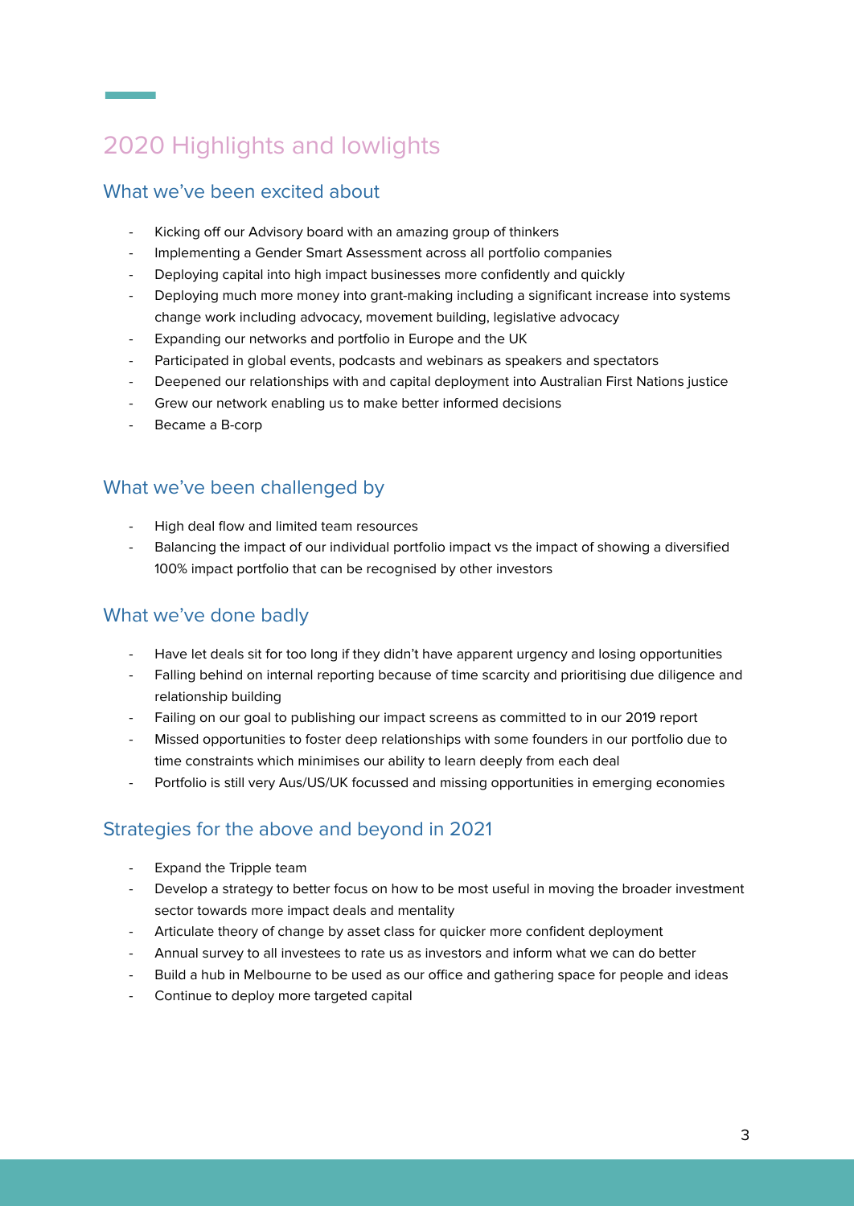# 2020 Highlights and lowlights

## What we've been excited about

- Kicking off our Advisory board with an amazing group of thinkers
- Implementing a Gender Smart Assessment across all portfolio companies
- Deploying capital into high impact businesses more confidently and quickly
- Deploying much more money into grant-making including a significant increase into systems change work including advocacy, movement building, legislative advocacy
- Expanding our networks and portfolio in Europe and the UK
- Participated in global events, podcasts and webinars as speakers and spectators
- Deepened our relationships with and capital deployment into Australian First Nations justice
- Grew our network enabling us to make better informed decisions
- Became a B-corp

## What we've been challenged by

- High deal flow and limited team resources
- Balancing the impact of our individual portfolio impact vs the impact of showing a diversified 100% impact portfolio that can be recognised by other investors

## What we've done badly

- Have let deals sit for too long if they didn't have apparent urgency and losing opportunities
- Falling behind on internal reporting because of time scarcity and prioritising due diligence and relationship building
- Failing on our goal to publishing our impact screens as committed to in our 2019 report
- Missed opportunities to foster deep relationships with some founders in our portfolio due to time constraints which minimises our ability to learn deeply from each deal
- Portfolio is still very Aus/US/UK focussed and missing opportunities in emerging economies

## Strategies for the above and beyond in 2021

- Expand the Tripple team
- Develop a strategy to better focus on how to be most useful in moving the broader investment sector towards more impact deals and mentality
- Articulate theory of change by asset class for quicker more confident deployment
- Annual survey to all investees to rate us as investors and inform what we can do better
- Build a hub in Melbourne to be used as our office and gathering space for people and ideas
- Continue to deploy more targeted capital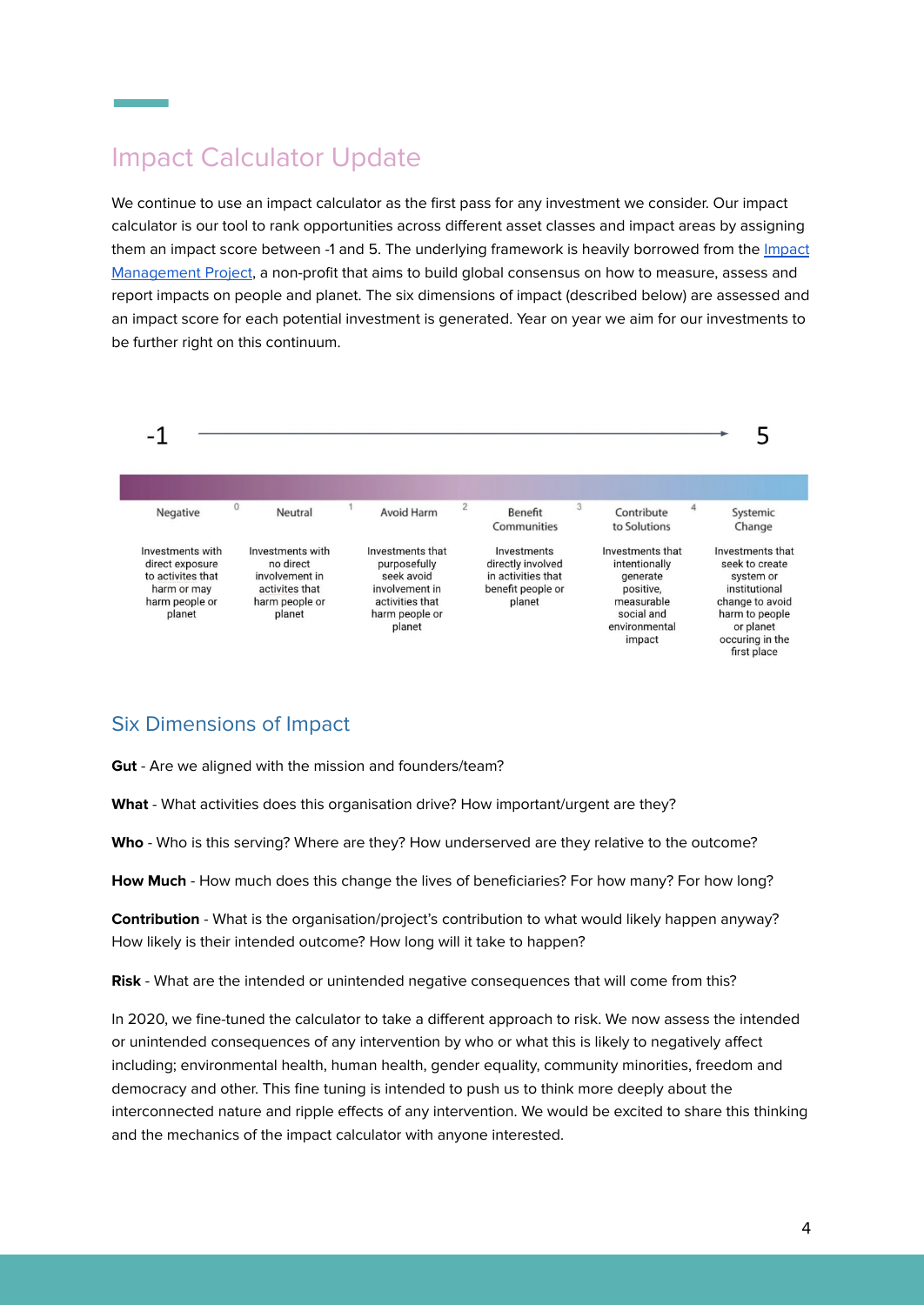## Impact Calculator Update

We continue to use an impact calculator as the first pass for any investment we consider. Our impact calculator is our tool to rank opportunities across different asset classes and impact areas by assigning them an impact score between -1 and 5. The underlying framework is heavily borrowed from the Impact Management Project, a non-profit that aims to build global consensus on how to measure, assess and report impacts on people and planet. The six dimensions of impact (described below) are assessed and an impact score for each potential investment is generated. Year on year we aim for our investments to be further right on this continuum.

-1 → 5

| Negative | Neutral | Avoid Harm | Benefit Communities | Contribute to Solutions | Systemic Change |
|---|---|---|---|---|---|
| Investments with direct exposure to activites that harm or may harm people or planet | Investments with no direct involvement in activites that harm people or planet | Investments that purposefully seek avoid involvement in activities that harm people or planet | Investments directly involved in activities that benefit people or planet | Investments that intentionally generate positive, measurable social and environmental impact | Investments that seek to create system or institutional change to avoid harm to people or planet occuring in the first place |

Scale boundaries: 0 (Negative/Neutral), 1 (Neutral/Avoid Harm), 2 (Avoid Harm/Benefit Communities), 3 (Benefit Communities/Contribute to Solutions), 4 (Contribute to Solutions/Systemic Change)

## Six Dimensions of Impact

**Gut** - Are we aligned with the mission and founders/team?

**What** - What activities does this organisation drive? How important/urgent are they?

**Who** - Who is this serving? Where are they? How underserved are they relative to the outcome?

**How Much** - How much does this change the lives of beneficiaries? For how many? For how long?

**Contribution** - What is the organisation/project's contribution to what would likely happen anyway? How likely is their intended outcome? How long will it take to happen?

**Risk** - What are the intended or unintended negative consequences that will come from this?

In 2020, we fine-tuned the calculator to take a different approach to risk. We now assess the intended or unintended consequences of any intervention by who or what this is likely to negatively affect including; environmental health, human health, gender equality, community minorities, freedom and democracy and other. This fine tuning is intended to push us to think more deeply about the interconnected nature and ripple effects of any intervention. We would be excited to share this thinking and the mechanics of the impact calculator with anyone interested.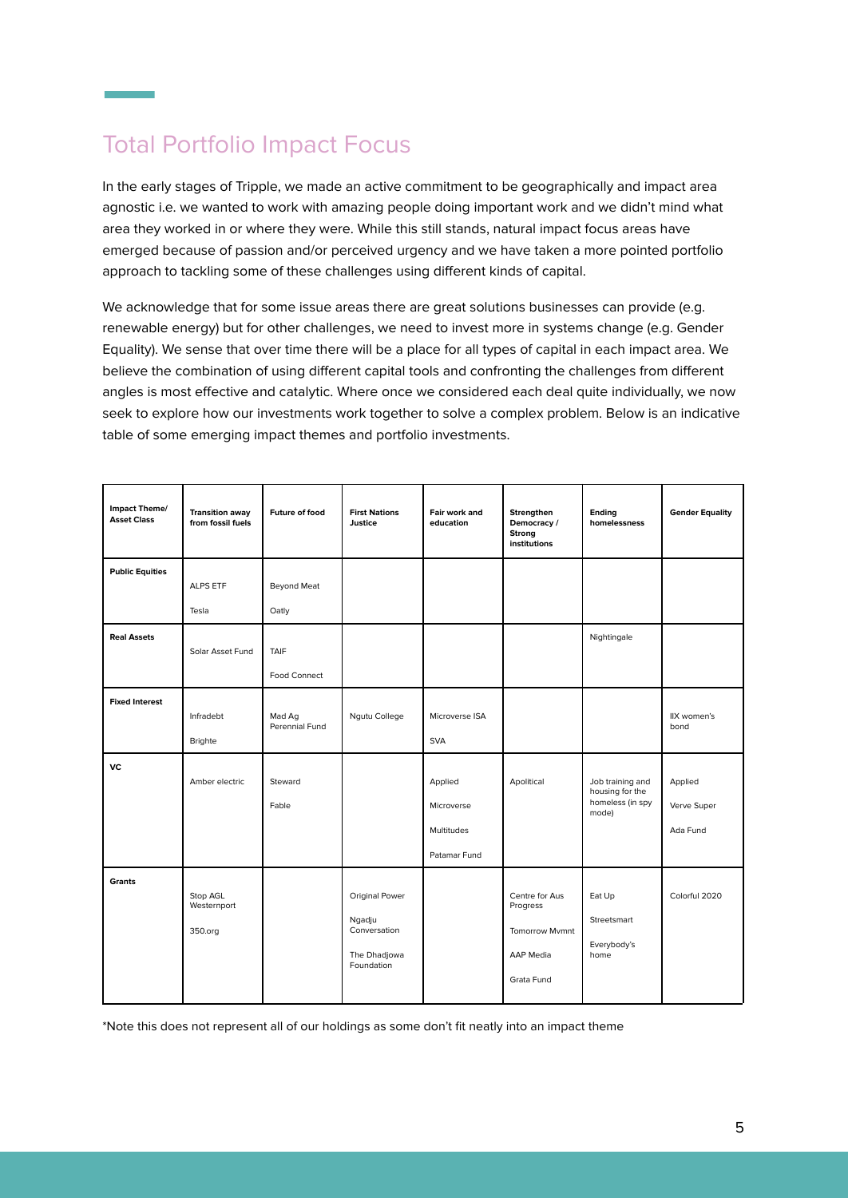## Total Portfolio Impact Focus

In the early stages of Tripple, we made an active commitment to be geographically and impact area agnostic i.e. we wanted to work with amazing people doing important work and we didn't mind what area they worked in or where they were. While this still stands, natural impact focus areas have emerged because of passion and/or perceived urgency and we have taken a more pointed portfolio approach to tackling some of these challenges using different kinds of capital.

We acknowledge that for some issue areas there are great solutions businesses can provide (e.g. renewable energy) but for other challenges, we need to invest more in systems change (e.g. Gender Equality). We sense that over time there will be a place for all types of capital in each impact area. We believe the combination of using different capital tools and confronting the challenges from different angles is most effective and catalytic. Where once we considered each deal quite individually, we now seek to explore how our investments work together to solve a complex problem. Below is an indicative table of some emerging impact themes and portfolio investments.

| Impact Theme/ Asset Class | Transition away from fossil fuels | Future of food | First Nations Justice | Fair work and education | Strengthen Democracy / Strong institutions | Ending homelessness | Gender Equality |
|---|---|---|---|---|---|---|---|
| **Public Equities** | ALPS ETF<br>Tesla | Beyond Meat<br>Oatly | | | | | |
| **Real Assets** | Solar Asset Fund | TAIF<br>Food Connect | | | | Nightingale | |
| **Fixed Interest** | Infradebt<br>Brighte | Mad Ag Perennial Fund | Ngutu College | Microverse ISA<br>SVA | | | IIX women's bond |
| **VC** | Amber electric | Steward<br>Fable | | Applied<br>Microverse<br>Multitudes<br>Patamar Fund | Apolitical | Job training and housing for the homeless (in spy mode) | Applied<br>Verve Super<br>Ada Fund |
| **Grants** | Stop AGL Westernport<br>350.org | | Original Power<br>Ngadju Conversation<br>The Dhadjowa Foundation | | Centre for Aus Progress<br>Tomorrow Mvmnt<br>AAP Media<br>Grata Fund | Eat Up<br>Streetsmart<br>Everybody's home | Colorful 2020 |

*Note this does not represent all of our holdings as some don't fit neatly into an impact theme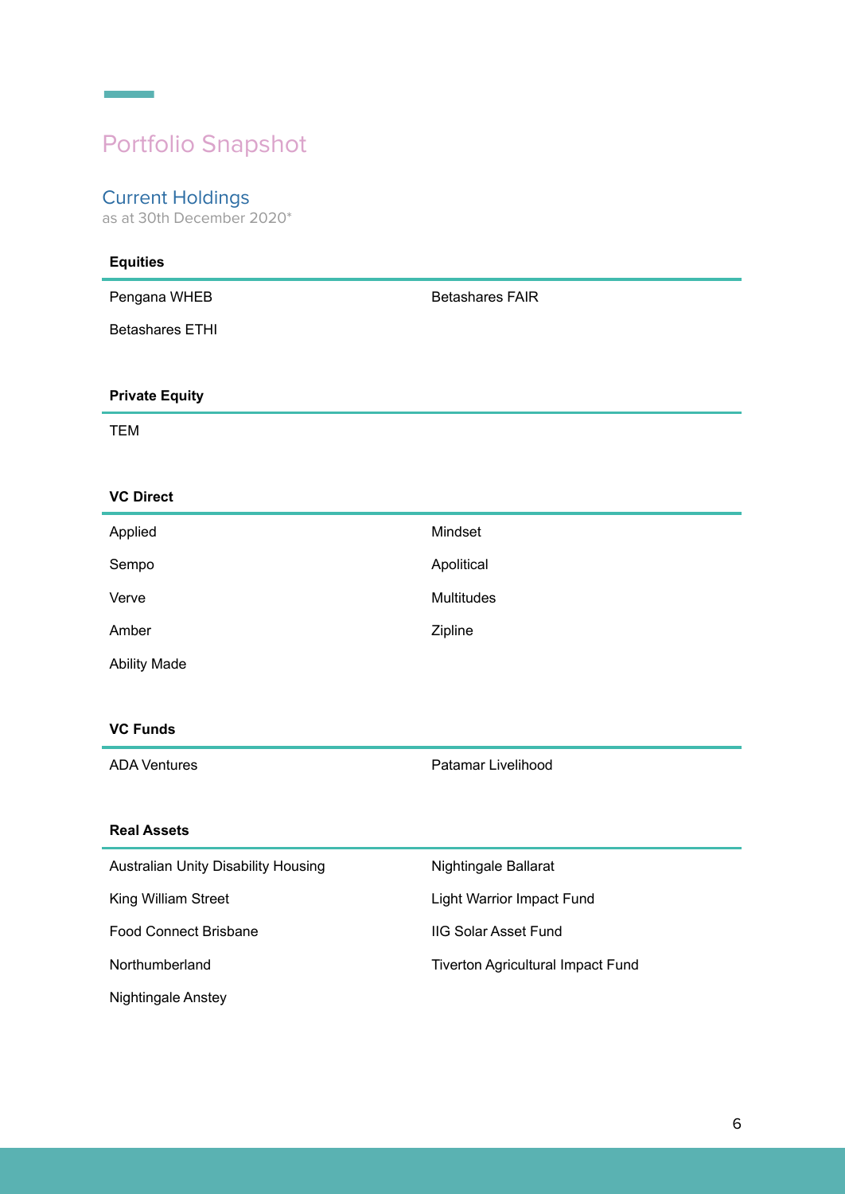## Portfolio Snapshot

### Current Holdings

as at 30th December 2020*

#### Equities

- Pengana WHEB
- Betashares ETHI
- Betashares FAIR

#### Private Equity

- TEM

#### VC Direct

- Applied
- Sempo
- Verve
- Amber
- Ability Made
- Mindset
- Apolitical
- Multitudes
- Zipline

#### VC Funds

- ADA Ventures
- Patamar Livelihood

#### Real Assets

- Australian Unity Disability Housing
- King William Street
- Food Connect Brisbane
- Northumberland
- Nightingale Anstey
- Nightingale Ballarat
- Light Warrior Impact Fund
- IIG Solar Asset Fund
- Tiverton Agricultural Impact Fund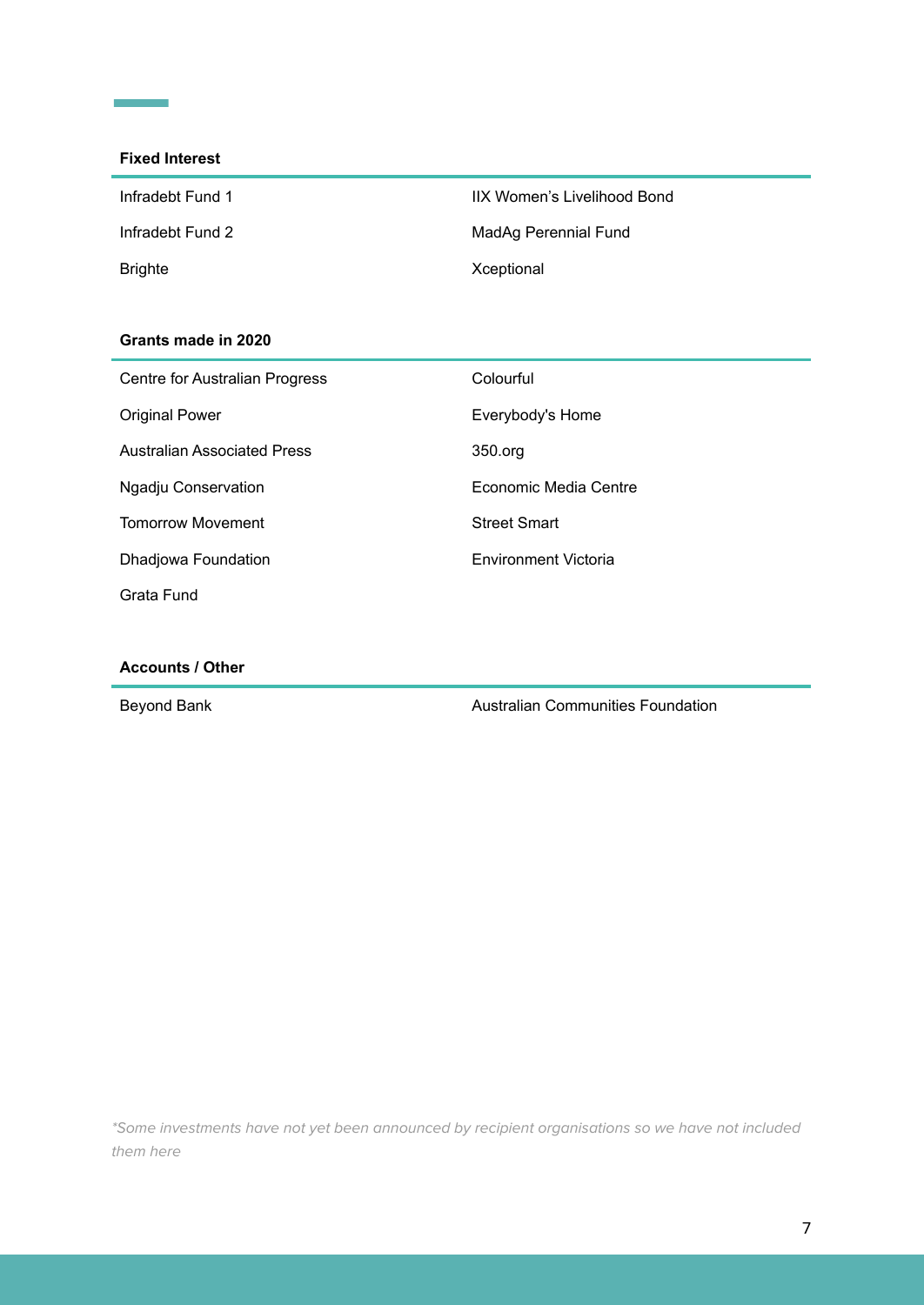### Fixed Interest

| | |
|---|---|
| Infradebt Fund 1 | IIX Women’s Livelihood Bond |
| Infradebt Fund 2 | MadAg Perennial Fund |
| Brighte | Xceptional |

### Grants made in 2020

| | |
|---|---|
| Centre for Australian Progress | Colourful |
| Original Power | Everybody's Home |
| Australian Associated Press | 350.org |
| Ngadju Conservation | Economic Media Centre |
| Tomorrow Movement | Street Smart |
| Dhadjowa Foundation | Environment Victoria |
| Grata Fund | |

### Accounts / Other

| | |
|---|---|
| Beyond Bank | Australian Communities Foundation |

*\*Some investments have not yet been announced by recipient organisations so we have not included them here*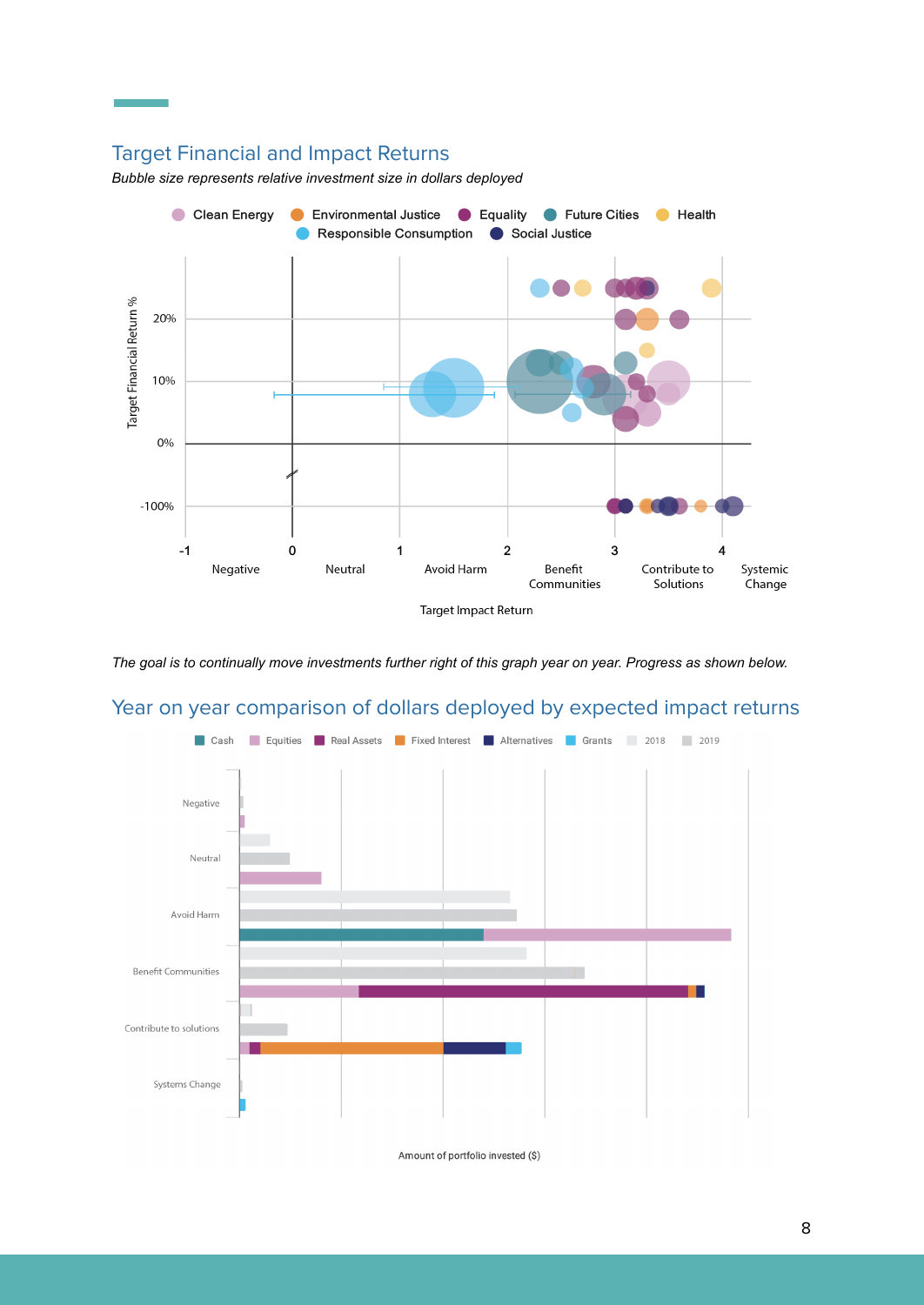## Target Financial and Impact Returns

*Bubble size represents relative investment size in dollars deployed*

Clean Energy · Environmental Justice · Equality · Future Cities · Health · Responsible Consumption · Social Justice

Target Financial Return %

20% · 10% · 0% · -100%

-1 Negative · 0 Neutral · 1 Avoid Harm · 2 Benefit Communities · 3 Contribute to Solutions · 4 Systemic Change

Target Impact Return

*The goal is to continually move investments further right of this graph year on year. Progress as shown below.*

## Year on year comparison of dollars deployed by expected impact returns

Cash · Equities · Real Assets · Fixed Interest · Alternatives · Grants · 2018 · 2019

Negative

Neutral

Avoid Harm

Benefit Communities

Contribute to solutions

Systems Change

Amount of portfolio invested ($)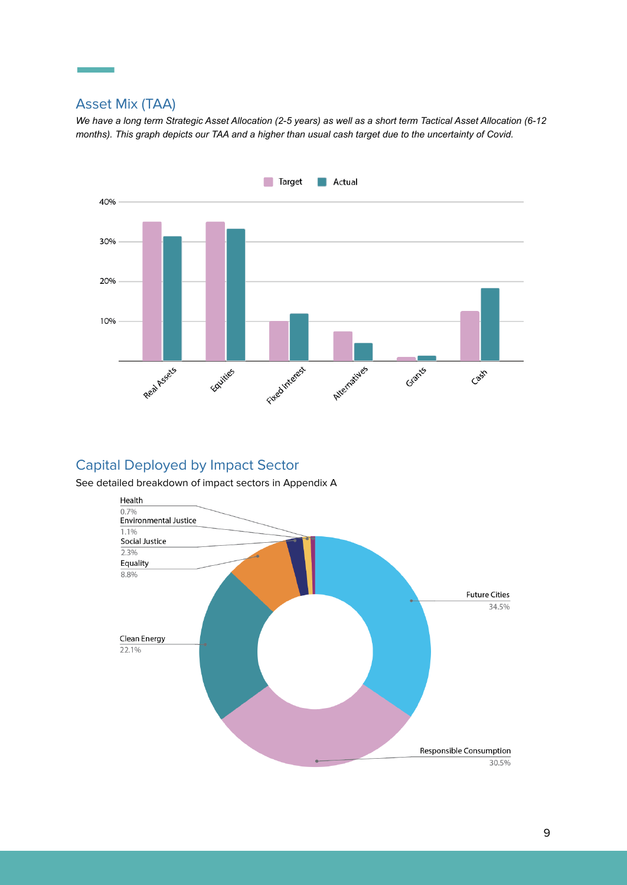## Asset Mix (TAA)

*We have a long term Strategic Asset Allocation (2-5 years) as well as a short term Tactical Asset Allocation (6-12 months). This graph depicts our TAA and a higher than usual cash target due to the uncertainty of Covid.*

## Capital Deployed by Impact Sector

See detailed breakdown of impact sectors in Appendix A

| Impact Sector | Share |
|---|---|
| Health | 0.7% |
| Environmental Justice | 1.1% |
| Social Justice | 2.3% |
| Equality | 8.8% |
| Clean Energy | 22.1% |
| Future Cities | 34.5% |
| Responsible Consumption | 30.5% |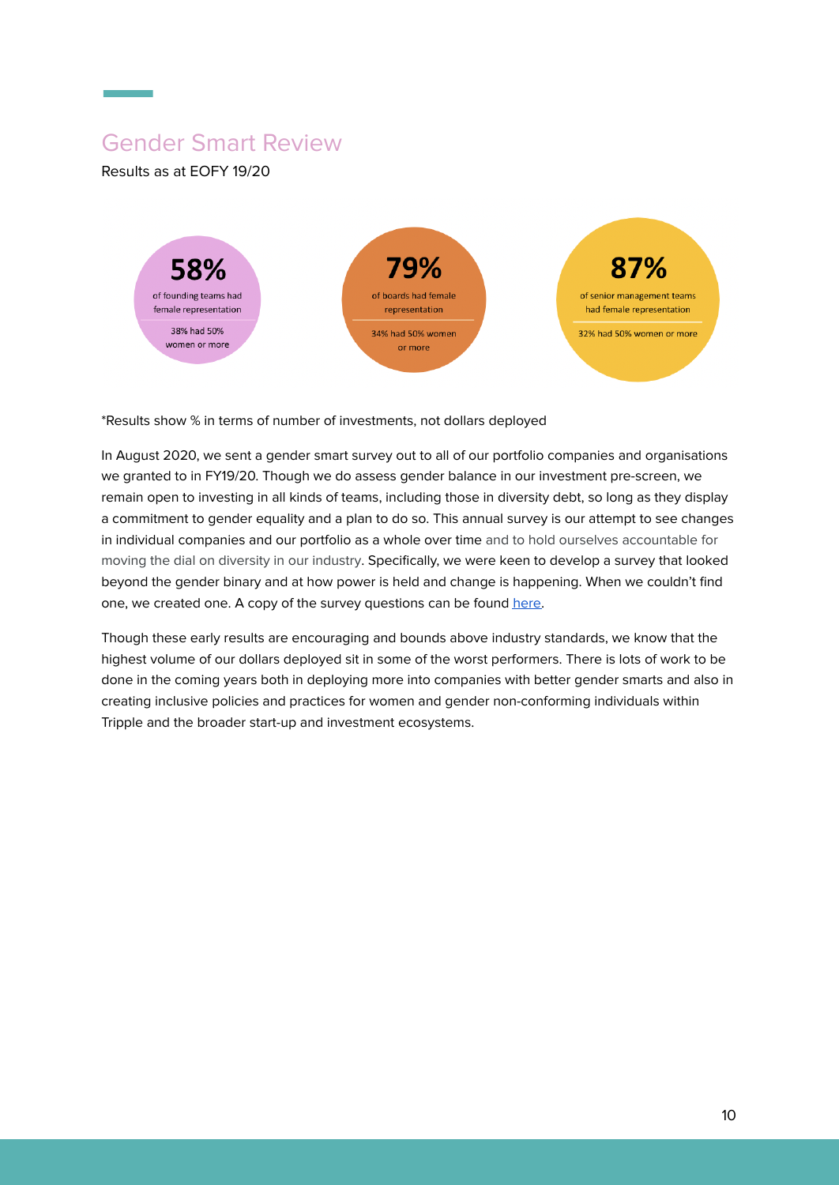## Gender Smart Review

Results as at EOFY 19/20

**58%**
of founding teams had female representation
38% had 50% women or more

**79%**
of boards had female representation
34% had 50% women or more

**87%**
of senior management teams had female representation
32% had 50% women or more

*Results show % in terms of number of investments, not dollars deployed

In August 2020, we sent a gender smart survey out to all of our portfolio companies and organisations we granted to in FY19/20. Though we do assess gender balance in our investment pre-screen, we remain open to investing in all kinds of teams, including those in diversity debt, so long as they display a commitment to gender equality and a plan to do so. This annual survey is our attempt to see changes in individual companies and our portfolio as a whole over time and to hold ourselves accountable for moving the dial on diversity in our industry. Specifically, we were keen to develop a survey that looked beyond the gender binary and at how power is held and change is happening. When we couldn't find one, we created one. A copy of the survey questions can be found here.

Though these early results are encouraging and bounds above industry standards, we know that the highest volume of our dollars deployed sit in some of the worst performers. There is lots of work to be done in the coming years both in deploying more into companies with better gender smarts and also in creating inclusive policies and practices for women and gender non-conforming individuals within Tripple and the broader start-up and investment ecosystems.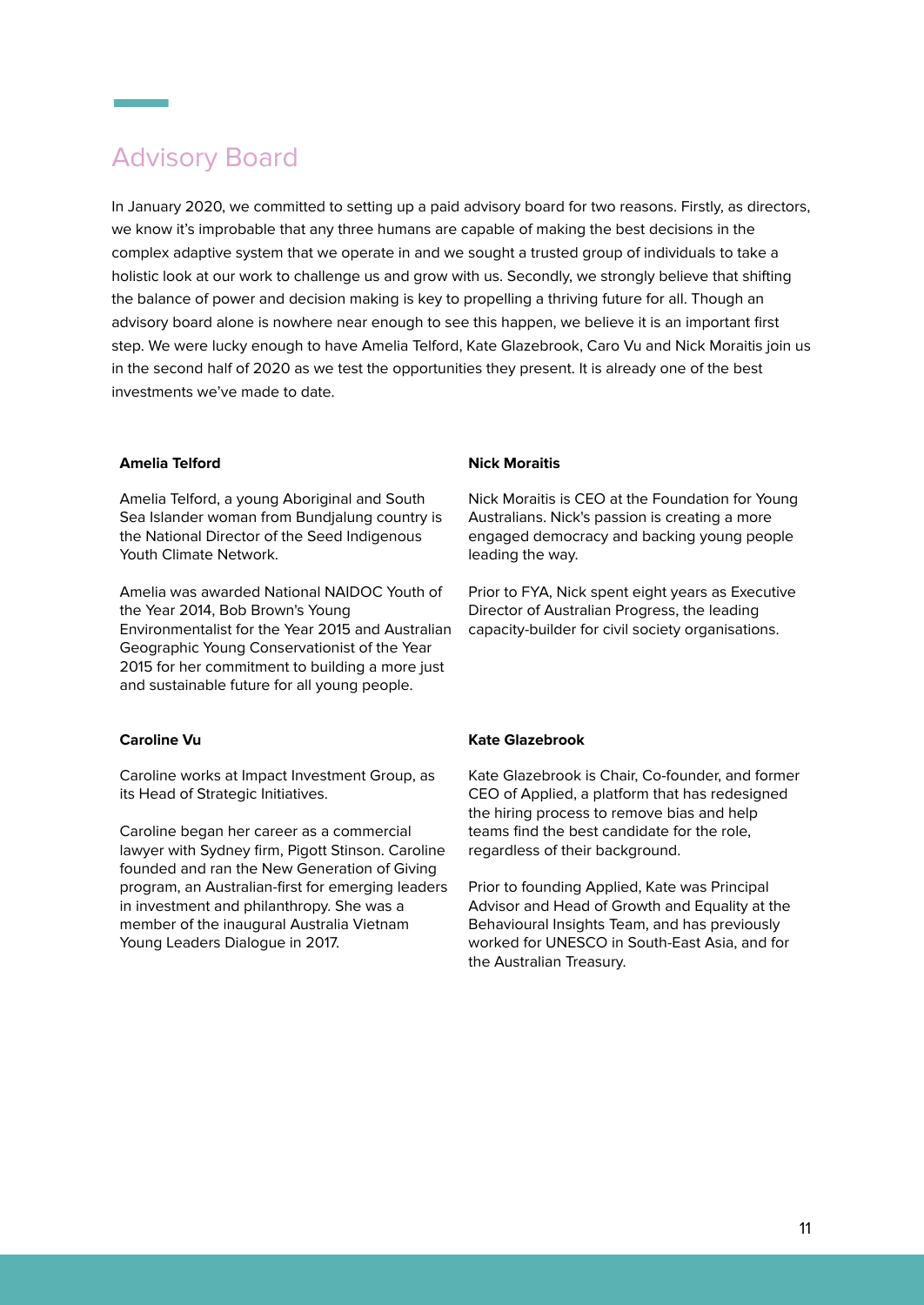## Advisory Board

In January 2020, we committed to setting up a paid advisory board for two reasons. Firstly, as directors, we know it's improbable that any three humans are capable of making the best decisions in the complex adaptive system that we operate in and we sought a trusted group of individuals to take a holistic look at our work to challenge us and grow with us. Secondly, we strongly believe that shifting the balance of power and decision making is key to propelling a thriving future for all. Though an advisory board alone is nowhere near enough to see this happen, we believe it is an important first step. We were lucky enough to have Amelia Telford, Kate Glazebrook, Caro Vu and Nick Moraitis join us in the second half of 2020 as we test the opportunities they present. It is already one of the best investments we've made to date.

**Amelia Telford**

Amelia Telford, a young Aboriginal and South Sea Islander woman from Bundjalung country is the National Director of the Seed Indigenous Youth Climate Network.

Amelia was awarded National NAIDOC Youth of the Year 2014, Bob Brown's Young Environmentalist for the Year 2015 and Australian Geographic Young Conservationist of the Year 2015 for her commitment to building a more just and sustainable future for all young people.

**Nick Moraitis**

Nick Moraitis is CEO at the Foundation for Young Australians. Nick's passion is creating a more engaged democracy and backing young people leading the way.

Prior to FYA, Nick spent eight years as Executive Director of Australian Progress, the leading capacity-builder for civil society organisations.

**Caroline Vu**

Caroline works at Impact Investment Group, as its Head of Strategic Initiatives.

Caroline began her career as a commercial lawyer with Sydney firm, Pigott Stinson. Caroline founded and ran the New Generation of Giving program, an Australian-first for emerging leaders in investment and philanthropy. She was a member of the inaugural Australia Vietnam Young Leaders Dialogue in 2017.

**Kate Glazebrook**

Kate Glazebrook is Chair, Co-founder, and former CEO of Applied, a platform that has redesigned the hiring process to remove bias and help teams find the best candidate for the role, regardless of their background.

Prior to founding Applied, Kate was Principal Advisor and Head of Growth and Equality at the Behavioural Insights Team, and has previously worked for UNESCO in South-East Asia, and for the Australian Treasury.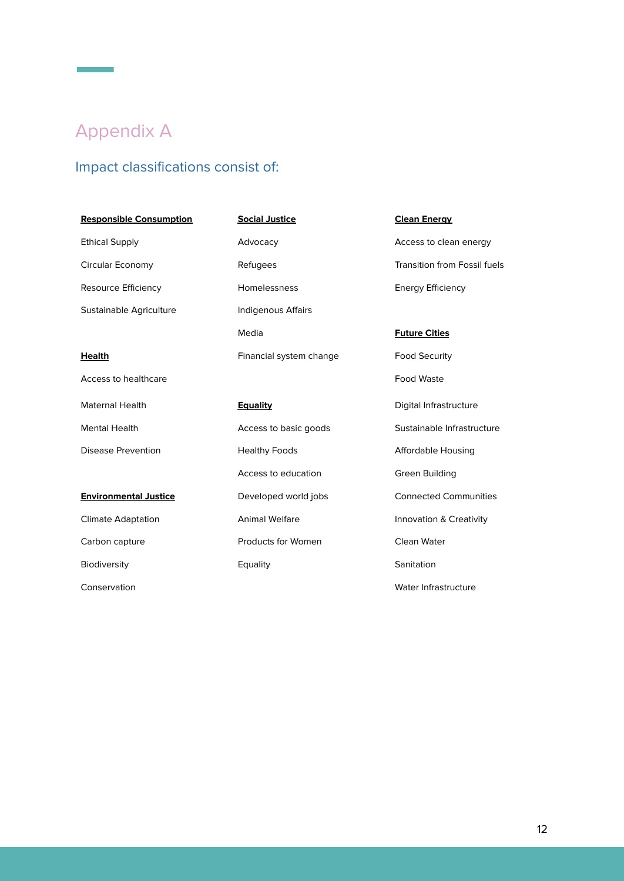# Appendix A

## Impact classifications consist of:

**Responsible Consumption**

Ethical Supply

Circular Economy

Resource Efficiency

Sustainable Agriculture

**Health**

Access to healthcare

Maternal Health

Mental Health

Disease Prevention

**Environmental Justice**

Climate Adaptation

Carbon capture

Biodiversity

Conservation

**Social Justice**

Advocacy

Refugees

Homelessness

Indigenous Affairs

Media

Financial system change

**Equality**

Access to basic goods

Healthy Foods

Access to education

Developed world jobs

Animal Welfare

Products for Women

Equality

**Clean Energy**

Access to clean energy

Transition from Fossil fuels

Energy Efficiency

**Future Cities**

Food Security

Food Waste

Digital Infrastructure

Sustainable Infrastructure

Affordable Housing

Green Building

Connected Communities

Innovation & Creativity

Clean Water

Sanitation

Water Infrastructure